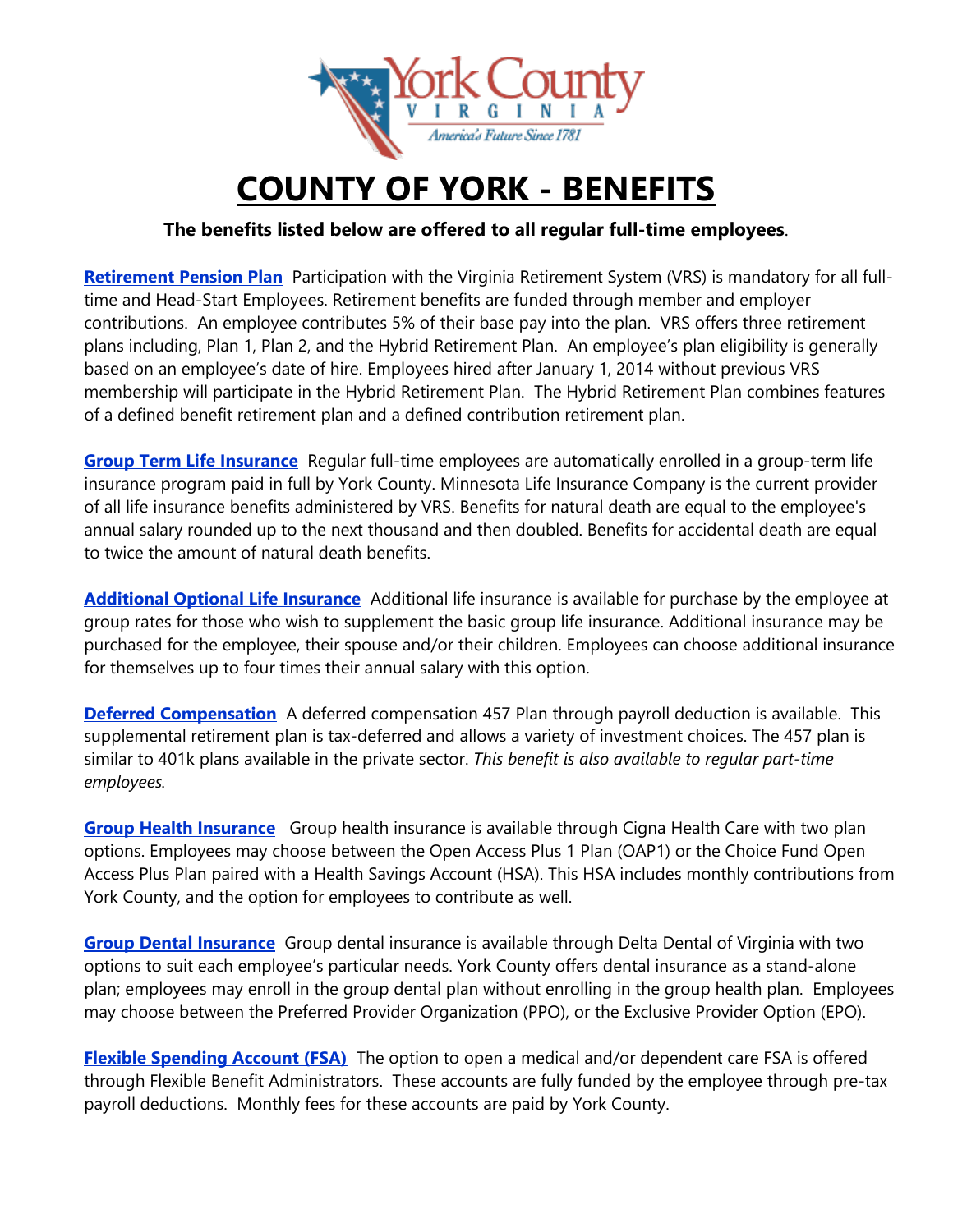# COUNTY OF YORK - BENEFITS

**The benefits listed below are offered to all regular full-time employees**.

**Retirement Pension Plan** Participation with the Virginia Retirement System (VRS) is mandatory for all full-time and Head-Start Employees. Retirement benefits are funded through member and employer contributions. An employee contributes 5% of their base pay into the plan. VRS offers three retirement plans including, Plan 1, Plan 2, and the Hybrid Retirement Plan. An employee's plan eligibility is generally based on an employee's date of hire. Employees hired after January 1, 2014 without previous VRS membership will participate in the Hybrid Retirement Plan. The Hybrid Retirement Plan combines features of a defined benefit retirement plan and a defined contribution retirement plan.

**Group Term Life Insurance** Regular full-time employees are automatically enrolled in a group-term life insurance program paid in full by York County. Minnesota Life Insurance Company is the current provider of all life insurance benefits administered by VRS. Benefits for natural death are equal to the employee's annual salary rounded up to the next thousand and then doubled. Benefits for accidental death are equal to twice the amount of natural death benefits.

**Additional Optional Life Insurance** Additional life insurance is available for purchase by the employee at group rates for those who wish to supplement the basic group life insurance. Additional insurance may be purchased for the employee, their spouse and/or their children. Employees can choose additional insurance for themselves up to four times their annual salary with this option.

**Deferred Compensation** A deferred compensation 457 Plan through payroll deduction is available. This supplemental retirement plan is tax-deferred and allows a variety of investment choices. The 457 plan is similar to 401k plans available in the private sector. *This benefit is also available to regular part-time employees.*

**Group Health Insurance** Group health insurance is available through Cigna Health Care with two plan options. Employees may choose between the Open Access Plus 1 Plan (OAP1) or the Choice Fund Open Access Plus Plan paired with a Health Savings Account (HSA). This HSA includes monthly contributions from York County, and the option for employees to contribute as well.

**Group Dental Insurance** Group dental insurance is available through Delta Dental of Virginia with two options to suit each employee's particular needs. York County offers dental insurance as a stand-alone plan; employees may enroll in the group dental plan without enrolling in the group health plan. Employees may choose between the Preferred Provider Organization (PPO), or the Exclusive Provider Option (EPO).

**Flexible Spending Account (FSA)** The option to open a medical and/or dependent care FSA is offered through Flexible Benefit Administrators. These accounts are fully funded by the employee through pre-tax payroll deductions. Monthly fees for these accounts are paid by York County.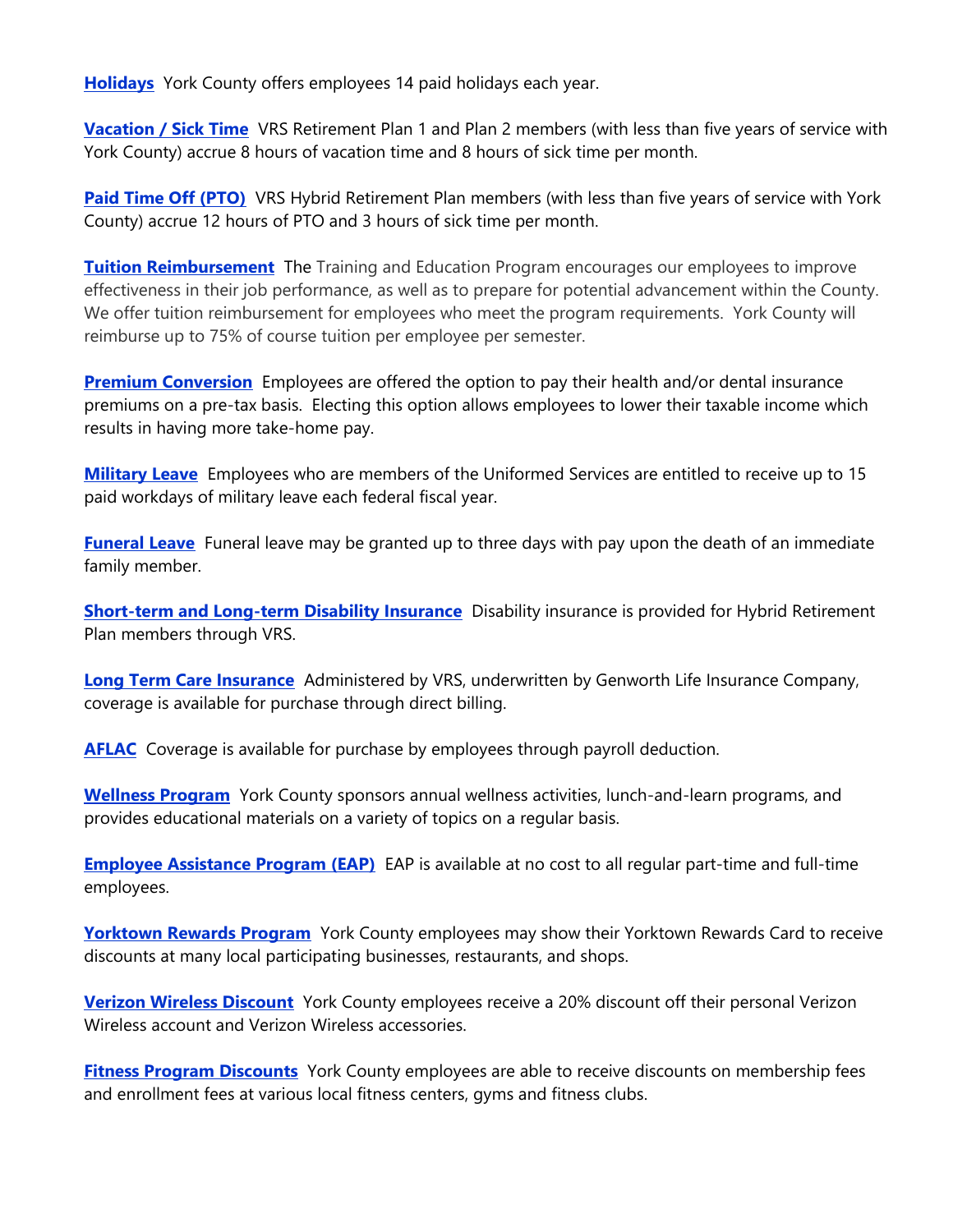**Holidays** York County offers employees 14 paid holidays each year.

**Vacation / Sick Time** VRS Retirement Plan 1 and Plan 2 members (with less than five years of service with York County) accrue 8 hours of vacation time and 8 hours of sick time per month.

**Paid Time Off (PTO)** VRS Hybrid Retirement Plan members (with less than five years of service with York County) accrue 12 hours of PTO and 3 hours of sick time per month.

**Tuition Reimbursement** The Training and Education Program encourages our employees to improve effectiveness in their job performance, as well as to prepare for potential advancement within the County. We offer tuition reimbursement for employees who meet the program requirements. York County will reimburse up to 75% of course tuition per employee per semester.

**Premium Conversion** Employees are offered the option to pay their health and/or dental insurance premiums on a pre-tax basis. Electing this option allows employees to lower their taxable income which results in having more take-home pay.

**Military Leave** Employees who are members of the Uniformed Services are entitled to receive up to 15 paid workdays of military leave each federal fiscal year.

**Funeral Leave** Funeral leave may be granted up to three days with pay upon the death of an immediate family member.

**Short-term and Long-term Disability Insurance** Disability insurance is provided for Hybrid Retirement Plan members through VRS.

**Long Term Care Insurance** Administered by VRS, underwritten by Genworth Life Insurance Company, coverage is available for purchase through direct billing.

**AFLAC** Coverage is available for purchase by employees through payroll deduction.

**Wellness Program** York County sponsors annual wellness activities, lunch-and-learn programs, and provides educational materials on a variety of topics on a regular basis.

**Employee Assistance Program (EAP)** EAP is available at no cost to all regular part-time and full-time employees.

**Yorktown Rewards Program** York County employees may show their Yorktown Rewards Card to receive discounts at many local participating businesses, restaurants, and shops.

**Verizon Wireless Discount** York County employees receive a 20% discount off their personal Verizon Wireless account and Verizon Wireless accessories.

**Fitness Program Discounts** York County employees are able to receive discounts on membership fees and enrollment fees at various local fitness centers, gyms and fitness clubs.